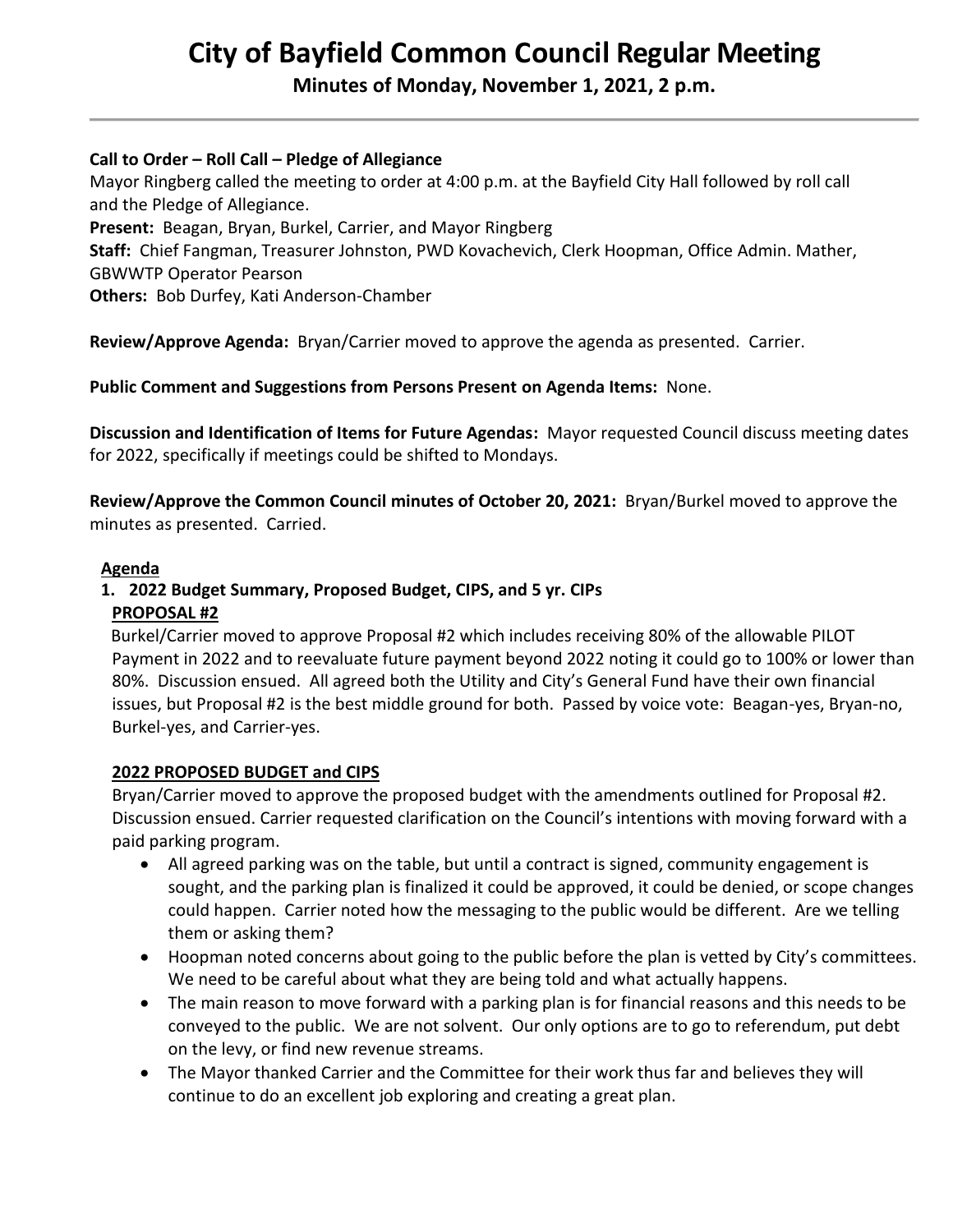# City of Bayfield Common Council Regular Meeting

**Minutes of Monday, November 1, 2021, 2 p.m.**

**Call to Order – Roll Call – Pledge of Allegiance**
Mayor Ringberg called the meeting to order at 4:00 p.m. at the Bayfield City Hall followed by roll call and the Pledge of Allegiance.
**Present:** Beagan, Bryan, Burkel, Carrier, and Mayor Ringberg
**Staff:** Chief Fangman, Treasurer Johnston, PWD Kovachevich, Clerk Hoopman, Office Admin. Mather, GBWWTP Operator Pearson
**Others:** Bob Durfey, Kati Anderson-Chamber

**Review/Approve Agenda:** Bryan/Carrier moved to approve the agenda as presented. Carrier.

**Public Comment and Suggestions from Persons Present on Agenda Items:** None.

**Discussion and Identification of Items for Future Agendas:** Mayor requested Council discuss meeting dates for 2022, specifically if meetings could be shifted to Mondays.

**Review/Approve the Common Council minutes of October 20, 2021:** Bryan/Burkel moved to approve the minutes as presented. Carried.

**Agenda**

**1. 2022 Budget Summary, Proposed Budget, CIPS, and 5 yr. CIPs**

**PROPOSAL #2**

Burkel/Carrier moved to approve Proposal #2 which includes receiving 80% of the allowable PILOT Payment in 2022 and to reevaluate future payment beyond 2022 noting it could go to 100% or lower than 80%. Discussion ensued. All agreed both the Utility and City's General Fund have their own financial issues, but Proposal #2 is the best middle ground for both. Passed by voice vote: Beagan-yes, Bryan-no, Burkel-yes, and Carrier-yes.

**2022 PROPOSED BUDGET and CIPS**

Bryan/Carrier moved to approve the proposed budget with the amendments outlined for Proposal #2. Discussion ensued. Carrier requested clarification on the Council's intentions with moving forward with a paid parking program.

- All agreed parking was on the table, but until a contract is signed, community engagement is sought, and the parking plan is finalized it could be approved, it could be denied, or scope changes could happen. Carrier noted how the messaging to the public would be different. Are we telling them or asking them?
- Hoopman noted concerns about going to the public before the plan is vetted by City's committees. We need to be careful about what they are being told and what actually happens.
- The main reason to move forward with a parking plan is for financial reasons and this needs to be conveyed to the public. We are not solvent. Our only options are to go to referendum, put debt on the levy, or find new revenue streams.
- The Mayor thanked Carrier and the Committee for their work thus far and believes they will continue to do an excellent job exploring and creating a great plan.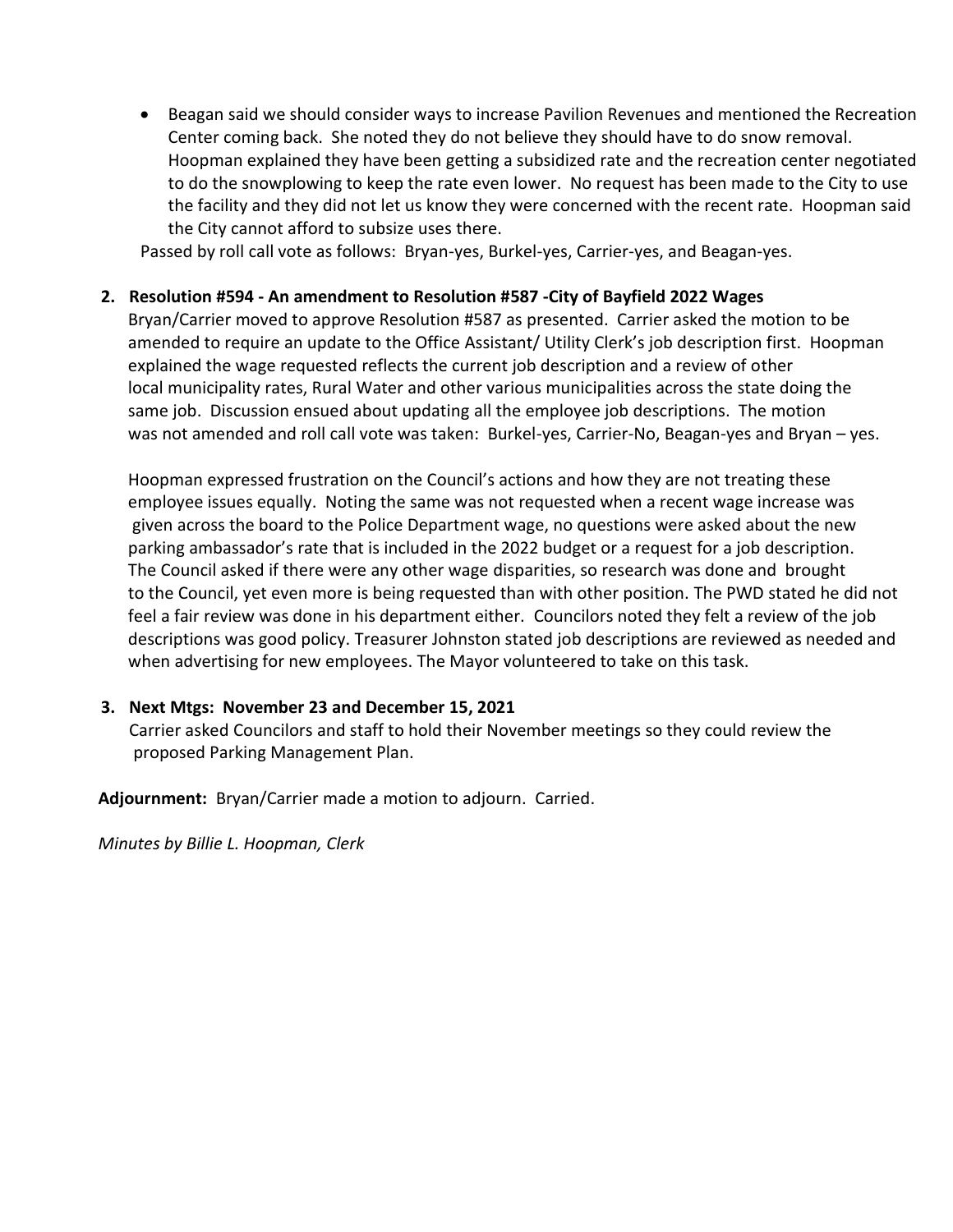- Beagan said we should consider ways to increase Pavilion Revenues and mentioned the Recreation Center coming back. She noted they do not believe they should have to do snow removal. Hoopman explained they have been getting a subsidized rate and the recreation center negotiated to do the snowplowing to keep the rate even lower. No request has been made to the City to use the facility and they did not let us know they were concerned with the recent rate. Hoopman said the City cannot afford to subsize uses there.

Passed by roll call vote as follows: Bryan-yes, Burkel-yes, Carrier-yes, and Beagan-yes.

2. **Resolution #594 - An amendment to Resolution #587 -City of Bayfield 2022 Wages**

   Bryan/Carrier moved to approve Resolution #587 as presented. Carrier asked the motion to be amended to require an update to the Office Assistant/ Utility Clerk's job description first. Hoopman explained the wage requested reflects the current job description and a review of other local municipality rates, Rural Water and other various municipalities across the state doing the same job. Discussion ensued about updating all the employee job descriptions. The motion was not amended and roll call vote was taken: Burkel-yes, Carrier-No, Beagan-yes and Bryan – yes.

   Hoopman expressed frustration on the Council's actions and how they are not treating these employee issues equally. Noting the same was not requested when a recent wage increase was given across the board to the Police Department wage, no questions were asked about the new parking ambassador's rate that is included in the 2022 budget or a request for a job description. The Council asked if there were any other wage disparities, so research was done and brought to the Council, yet even more is being requested than with other position. The PWD stated he did not feel a fair review was done in his department either. Councilors noted they felt a review of the job descriptions was good policy. Treasurer Johnston stated job descriptions are reviewed as needed and when advertising for new employees. The Mayor volunteered to take on this task.

3. **Next Mtgs: November 23 and December 15, 2021**

   Carrier asked Councilors and staff to hold their November meetings so they could review the proposed Parking Management Plan.

**Adjournment:** Bryan/Carrier made a motion to adjourn. Carried.

*Minutes by Billie L. Hoopman, Clerk*